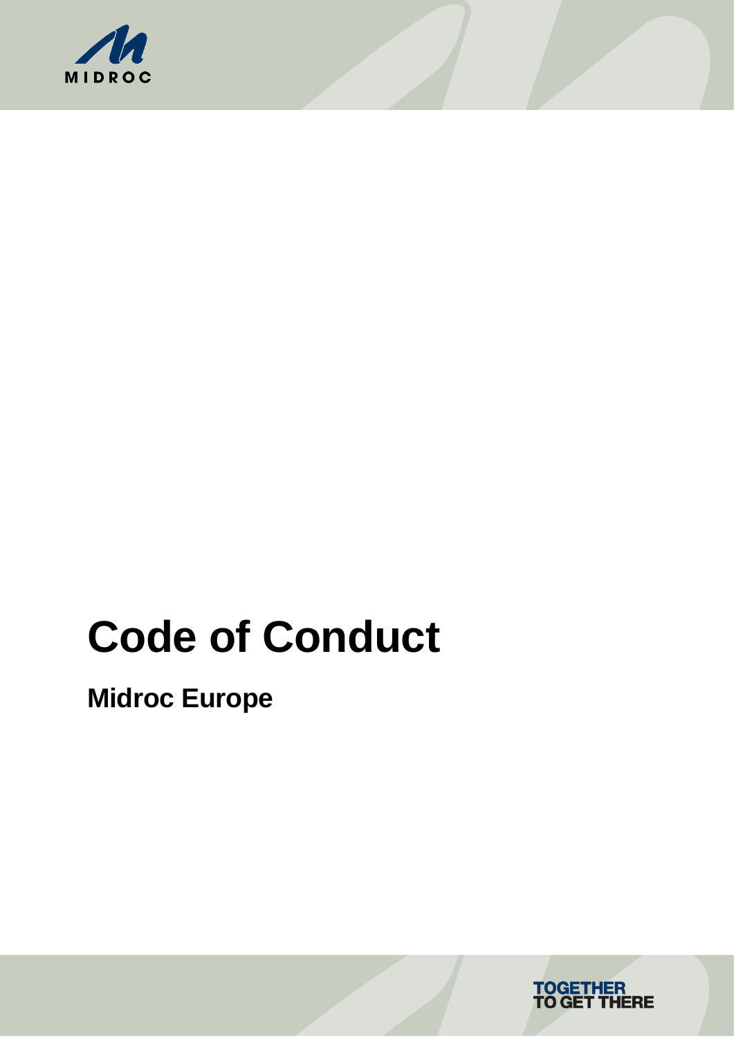MIDROC

# Code of Conduct

## Midroc Europe

TOGETHER
TO GET THERE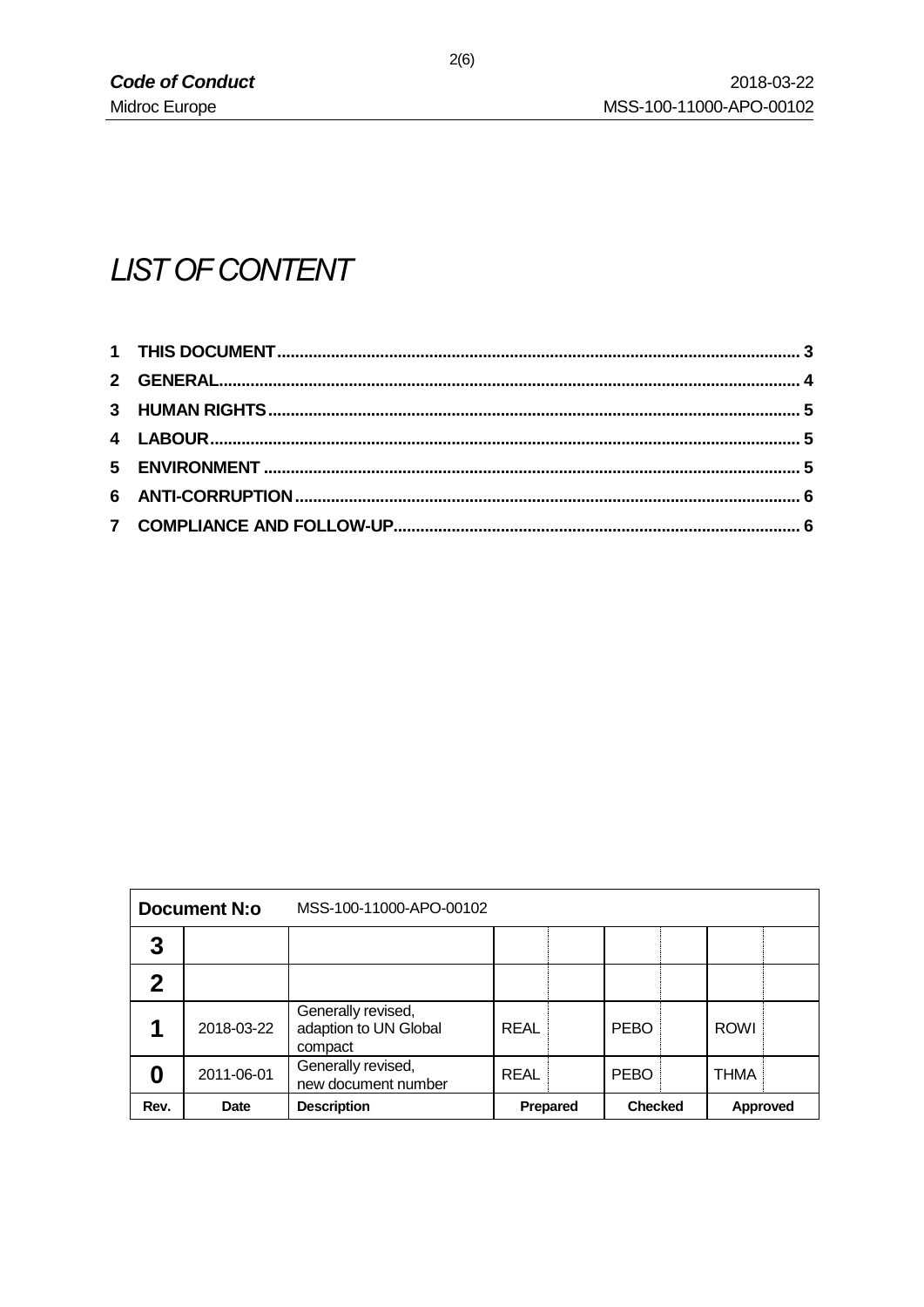# LIST OF CONTENT

| | | |
|---|---|---|
| 1 | THIS DOCUMENT | 3 |
| 2 | GENERAL | 4 |
| 3 | HUMAN RIGHTS | 5 |
| 4 | LABOUR | 5 |
| 5 | ENVIRONMENT | 5 |
| 6 | ANTI-CORRUPTION | 6 |
| 7 | COMPLIANCE AND FOLLOW-UP | 6 |

| Document N:o | MSS-100-11000-APO-00102 | | | | | | | |
|---|---|---|---|---|---|---|---|---|
| 3 | | | | | | | | |
| 2 | | | | | | | | |
| 1 | 2018-03-22 | Generally revised, adaption to UN Global compact | REAL | | PEBO | | ROWI | |
| 0 | 2011-06-01 | Generally revised, new document number | REAL | | PEBO | | THMA | |
| Rev. | Date | Description | Prepared | | Checked | | Approved | |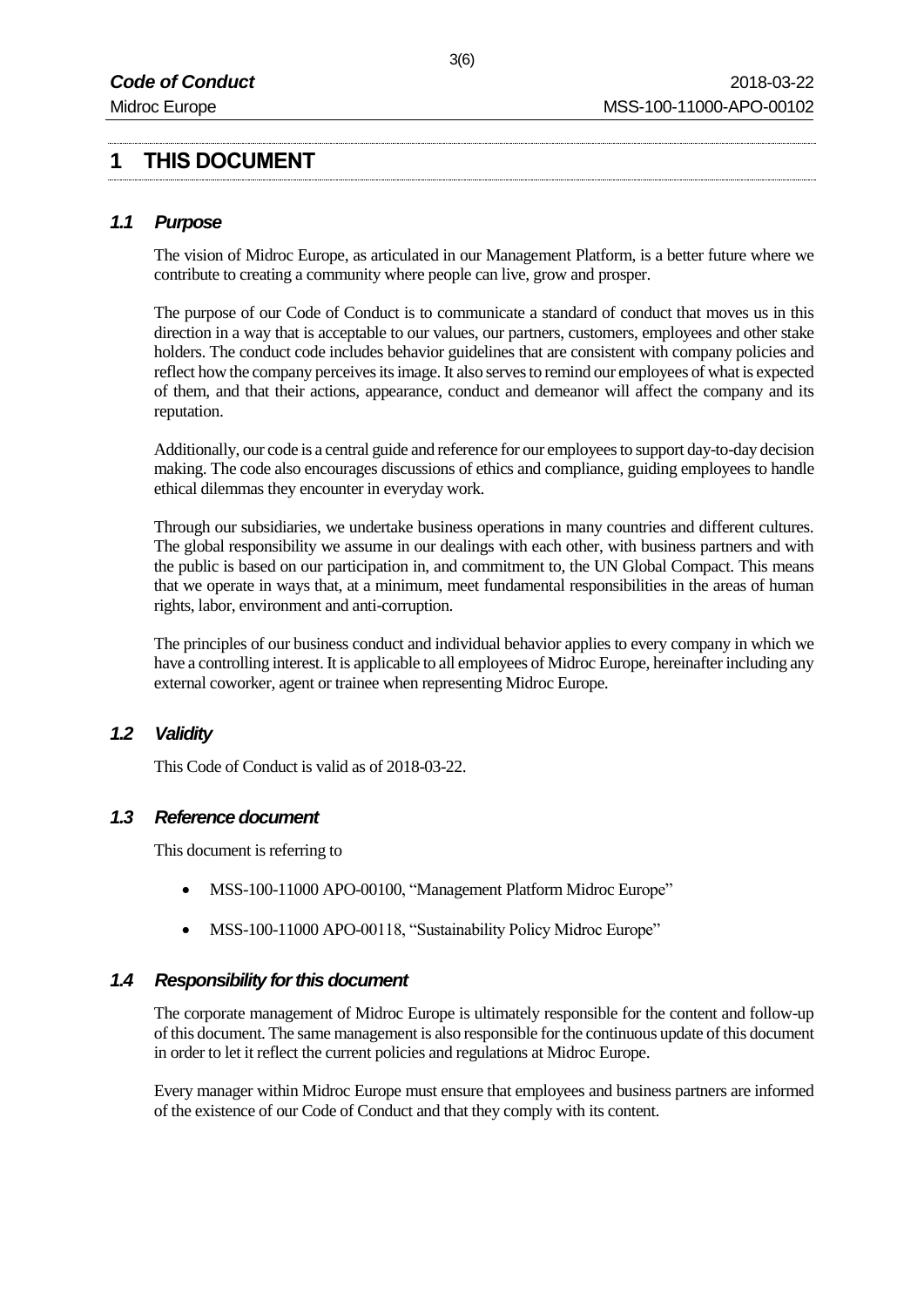# 1 THIS DOCUMENT

## *1.1 Purpose*

The vision of Midroc Europe, as articulated in our Management Platform, is a better future where we contribute to creating a community where people can live, grow and prosper.

The purpose of our Code of Conduct is to communicate a standard of conduct that moves us in this direction in a way that is acceptable to our values, our partners, customers, employees and other stake holders. The conduct code includes behavior guidelines that are consistent with company policies and reflect how the company perceives its image. It also serves to remind our employees of what is expected of them, and that their actions, appearance, conduct and demeanor will affect the company and its reputation.

Additionally, our code is a central guide and reference for our employees to support day-to-day decision making. The code also encourages discussions of ethics and compliance, guiding employees to handle ethical dilemmas they encounter in everyday work.

Through our subsidiaries, we undertake business operations in many countries and different cultures. The global responsibility we assume in our dealings with each other, with business partners and with the public is based on our participation in, and commitment to, the UN Global Compact. This means that we operate in ways that, at a minimum, meet fundamental responsibilities in the areas of human rights, labor, environment and anti-corruption.

The principles of our business conduct and individual behavior applies to every company in which we have a controlling interest. It is applicable to all employees of Midroc Europe, hereinafter including any external coworker, agent or trainee when representing Midroc Europe.

## *1.2 Validity*

This Code of Conduct is valid as of 2018-03-22.

## *1.3 Reference document*

This document is referring to

- MSS-100-11000 APO-00100, "Management Platform Midroc Europe"
- MSS-100-11000 APO-00118, "Sustainability Policy Midroc Europe"

## *1.4 Responsibility for this document*

The corporate management of Midroc Europe is ultimately responsible for the content and follow-up of this document. The same management is also responsible for the continuous update of this document in order to let it reflect the current policies and regulations at Midroc Europe.

Every manager within Midroc Europe must ensure that employees and business partners are informed of the existence of our Code of Conduct and that they comply with its content.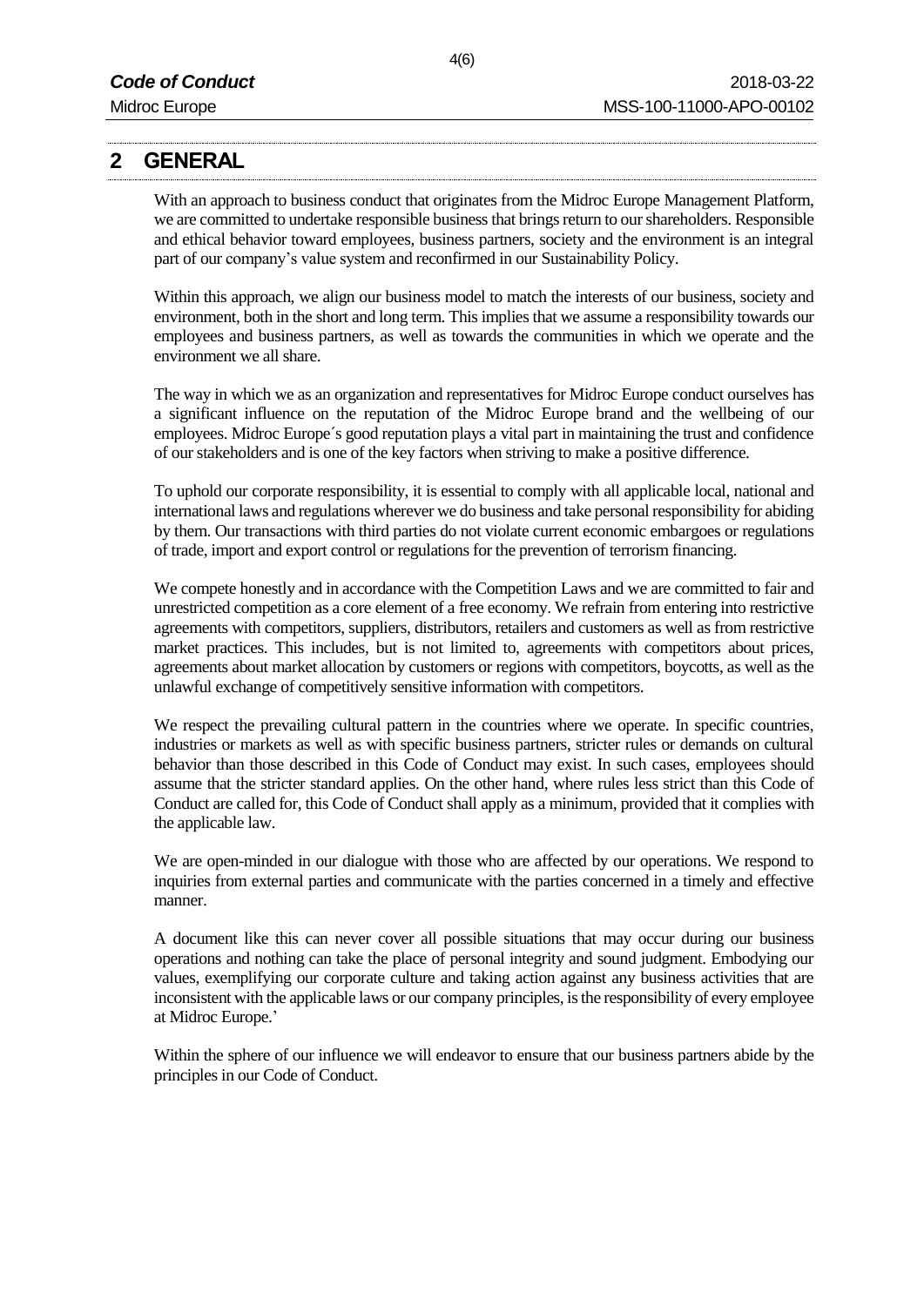## 2 GENERAL

With an approach to business conduct that originates from the Midroc Europe Management Platform, we are committed to undertake responsible business that brings return to our shareholders. Responsible and ethical behavior toward employees, business partners, society and the environment is an integral part of our company's value system and reconfirmed in our Sustainability Policy.

Within this approach, we align our business model to match the interests of our business, society and environment, both in the short and long term. This implies that we assume a responsibility towards our employees and business partners, as well as towards the communities in which we operate and the environment we all share.

The way in which we as an organization and representatives for Midroc Europe conduct ourselves has a significant influence on the reputation of the Midroc Europe brand and the wellbeing of our employees. Midroc Europe´s good reputation plays a vital part in maintaining the trust and confidence of our stakeholders and is one of the key factors when striving to make a positive difference.

To uphold our corporate responsibility, it is essential to comply with all applicable local, national and international laws and regulations wherever we do business and take personal responsibility for abiding by them. Our transactions with third parties do not violate current economic embargoes or regulations of trade, import and export control or regulations for the prevention of terrorism financing.

We compete honestly and in accordance with the Competition Laws and we are committed to fair and unrestricted competition as a core element of a free economy. We refrain from entering into restrictive agreements with competitors, suppliers, distributors, retailers and customers as well as from restrictive market practices. This includes, but is not limited to, agreements with competitors about prices, agreements about market allocation by customers or regions with competitors, boycotts, as well as the unlawful exchange of competitively sensitive information with competitors.

We respect the prevailing cultural pattern in the countries where we operate. In specific countries, industries or markets as well as with specific business partners, stricter rules or demands on cultural behavior than those described in this Code of Conduct may exist. In such cases, employees should assume that the stricter standard applies. On the other hand, where rules less strict than this Code of Conduct are called for, this Code of Conduct shall apply as a minimum, provided that it complies with the applicable law.

We are open-minded in our dialogue with those who are affected by our operations. We respond to inquiries from external parties and communicate with the parties concerned in a timely and effective manner.

A document like this can never cover all possible situations that may occur during our business operations and nothing can take the place of personal integrity and sound judgment. Embodying our values, exemplifying our corporate culture and taking action against any business activities that are inconsistent with the applicable laws or our company principles, is the responsibility of every employee at Midroc Europe.'

Within the sphere of our influence we will endeavor to ensure that our business partners abide by the principles in our Code of Conduct.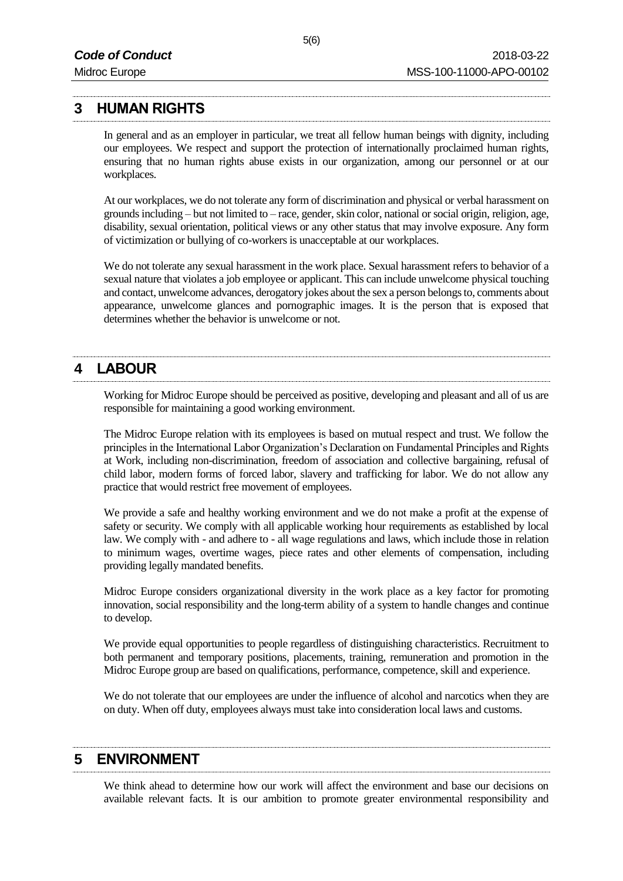## 3 HUMAN RIGHTS

In general and as an employer in particular, we treat all fellow human beings with dignity, including our employees. We respect and support the protection of internationally proclaimed human rights, ensuring that no human rights abuse exists in our organization, among our personnel or at our workplaces.

At our workplaces, we do not tolerate any form of discrimination and physical or verbal harassment on grounds including – but not limited to – race, gender, skin color, national or social origin, religion, age, disability, sexual orientation, political views or any other status that may involve exposure. Any form of victimization or bullying of co-workers is unacceptable at our workplaces.

We do not tolerate any sexual harassment in the work place. Sexual harassment refers to behavior of a sexual nature that violates a job employee or applicant. This can include unwelcome physical touching and contact, unwelcome advances, derogatory jokes about the sex a person belongs to, comments about appearance, unwelcome glances and pornographic images. It is the person that is exposed that determines whether the behavior is unwelcome or not.

## 4 LABOUR

Working for Midroc Europe should be perceived as positive, developing and pleasant and all of us are responsible for maintaining a good working environment.

The Midroc Europe relation with its employees is based on mutual respect and trust. We follow the principles in the International Labor Organization's Declaration on Fundamental Principles and Rights at Work, including non-discrimination, freedom of association and collective bargaining, refusal of child labor, modern forms of forced labor, slavery and trafficking for labor. We do not allow any practice that would restrict free movement of employees.

We provide a safe and healthy working environment and we do not make a profit at the expense of safety or security. We comply with all applicable working hour requirements as established by local law. We comply with - and adhere to - all wage regulations and laws, which include those in relation to minimum wages, overtime wages, piece rates and other elements of compensation, including providing legally mandated benefits.

Midroc Europe considers organizational diversity in the work place as a key factor for promoting innovation, social responsibility and the long-term ability of a system to handle changes and continue to develop.

We provide equal opportunities to people regardless of distinguishing characteristics. Recruitment to both permanent and temporary positions, placements, training, remuneration and promotion in the Midroc Europe group are based on qualifications, performance, competence, skill and experience.

We do not tolerate that our employees are under the influence of alcohol and narcotics when they are on duty. When off duty, employees always must take into consideration local laws and customs.

## 5 ENVIRONMENT

We think ahead to determine how our work will affect the environment and base our decisions on available relevant facts. It is our ambition to promote greater environmental responsibility and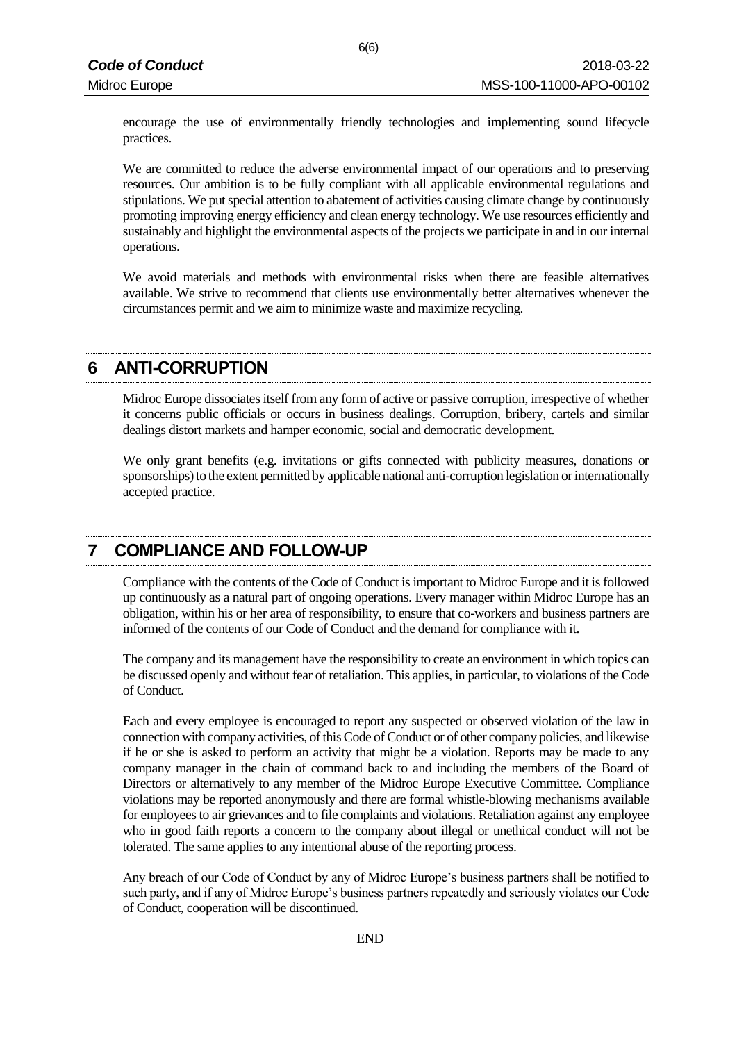encourage the use of environmentally friendly technologies and implementing sound lifecycle practices.

We are committed to reduce the adverse environmental impact of our operations and to preserving resources. Our ambition is to be fully compliant with all applicable environmental regulations and stipulations. We put special attention to abatement of activities causing climate change by continuously promoting improving energy efficiency and clean energy technology. We use resources efficiently and sustainably and highlight the environmental aspects of the projects we participate in and in our internal operations.

We avoid materials and methods with environmental risks when there are feasible alternatives available. We strive to recommend that clients use environmentally better alternatives whenever the circumstances permit and we aim to minimize waste and maximize recycling.

# 6 ANTI-CORRUPTION

Midroc Europe dissociates itself from any form of active or passive corruption, irrespective of whether it concerns public officials or occurs in business dealings. Corruption, bribery, cartels and similar dealings distort markets and hamper economic, social and democratic development.

We only grant benefits (e.g. invitations or gifts connected with publicity measures, donations or sponsorships) to the extent permitted by applicable national anti-corruption legislation or internationally accepted practice.

# 7 COMPLIANCE AND FOLLOW-UP

Compliance with the contents of the Code of Conduct is important to Midroc Europe and it is followed up continuously as a natural part of ongoing operations. Every manager within Midroc Europe has an obligation, within his or her area of responsibility, to ensure that co-workers and business partners are informed of the contents of our Code of Conduct and the demand for compliance with it.

The company and its management have the responsibility to create an environment in which topics can be discussed openly and without fear of retaliation. This applies, in particular, to violations of the Code of Conduct.

Each and every employee is encouraged to report any suspected or observed violation of the law in connection with company activities, of this Code of Conduct or of other company policies, and likewise if he or she is asked to perform an activity that might be a violation. Reports may be made to any company manager in the chain of command back to and including the members of the Board of Directors or alternatively to any member of the Midroc Europe Executive Committee. Compliance violations may be reported anonymously and there are formal whistle-blowing mechanisms available for employees to air grievances and to file complaints and violations. Retaliation against any employee who in good faith reports a concern to the company about illegal or unethical conduct will not be tolerated. The same applies to any intentional abuse of the reporting process.

Any breach of our Code of Conduct by any of Midroc Europe's business partners shall be notified to such party, and if any of Midroc Europe's business partners repeatedly and seriously violates our Code of Conduct, cooperation will be discontinued.

END